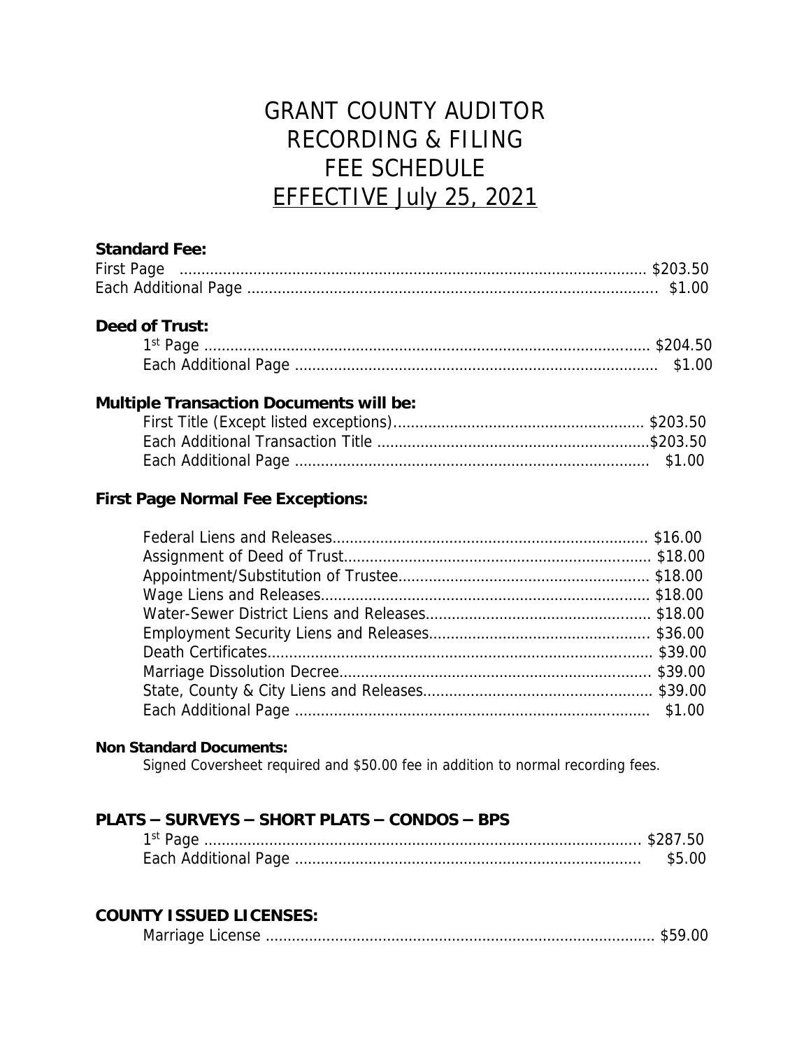# GRANT COUNTY AUDITOR RECORDING & FILING FEE SCHEDULE EFFECTIVE July 25, 2021

**Standard Fee:**

First Page .......... $203.50
Each Additional Page .......... $1.00

**Deed of Trust:**

1st Page .......... $204.50
Each Additional Page .......... $1.00

**Multiple Transaction Documents will be:**

First Title (Except listed exceptions).......... $203.50
Each Additional Transaction Title .......... $203.50
Each Additional Page .......... $1.00

**First Page Normal Fee Exceptions:**

Federal Liens and Releases.......... $16.00
Assignment of Deed of Trust.......... $18.00
Appointment/Substitution of Trustee.......... $18.00
Wage Liens and Releases.......... $18.00
Water-Sewer District Liens and Releases.......... $18.00
Employment Security Liens and Releases.......... $36.00
Death Certificates.......... $39.00
Marriage Dissolution Decree.......... $39.00
State, County & City Liens and Releases.......... $39.00
Each Additional Page .......... $1.00

**Non Standard Documents:**

Signed Coversheet required and $50.00 fee in addition to normal recording fees.

**PLATS – SURVEYS – SHORT PLATS – CONDOS – BPS**

1st Page .......... $287.50
Each Additional Page .......... $5.00

**COUNTY ISSUED LICENSES:**

Marriage License .......... $59.00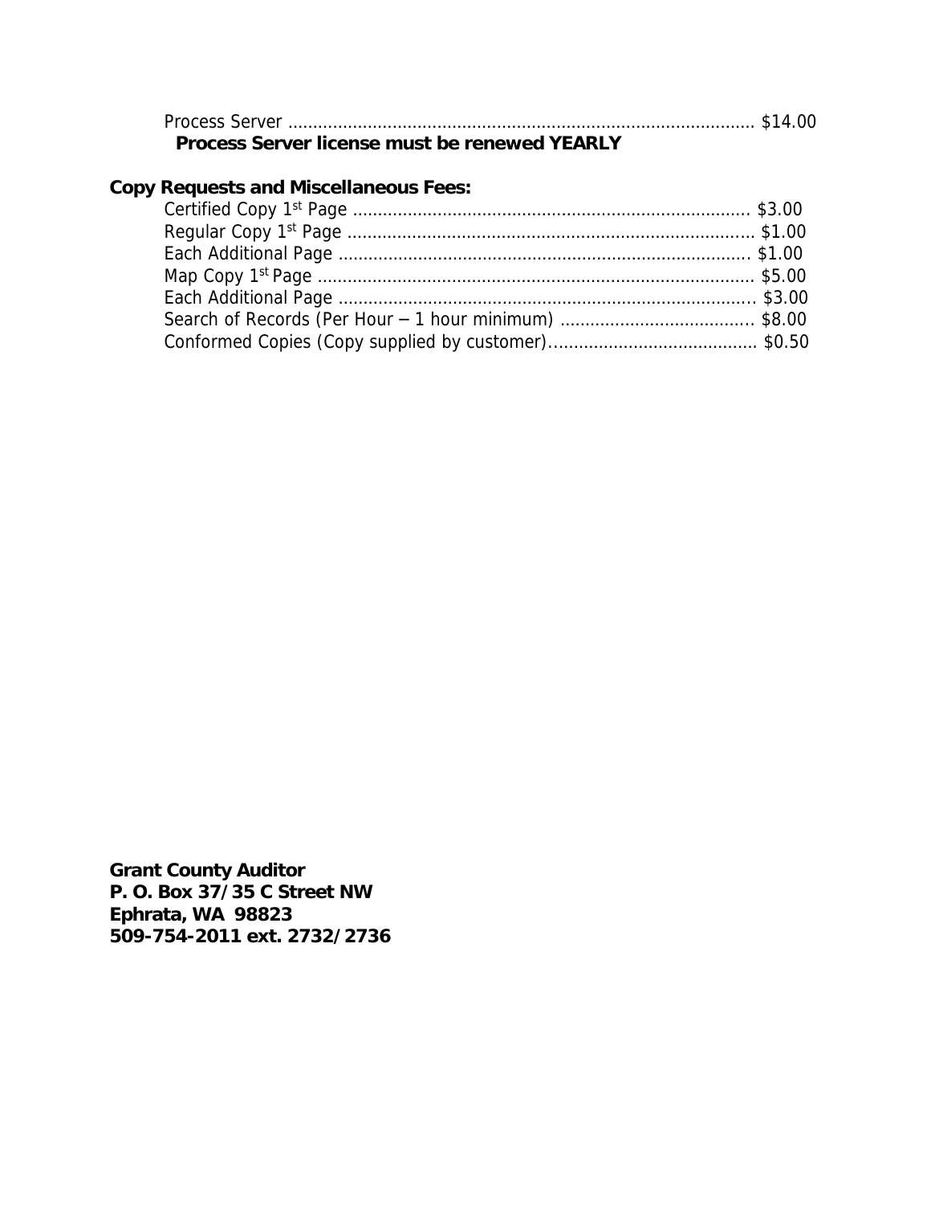Process Server ............................................................................................. $14.00

**Process Server license must be renewed YEARLY**

**Copy Requests and Miscellaneous Fees:**

Certified Copy 1st Page ................................................................................ $3.00
Regular Copy 1st Page .................................................................................. $1.00
Each Additional Page .................................................................................. $1.00
Map Copy 1st Page ....................................................................................... $5.00
Each Additional Page ................................................................................... $3.00
Search of Records (Per Hour – 1 hour minimum) ....................................... $8.00
Conformed Copies (Copy supplied by customer).......................................... $0.50

**Grant County Auditor**
**P. O. Box 37/35 C Street NW**
**Ephrata, WA 98823**
**509-754-2011 ext. 2732/2736**